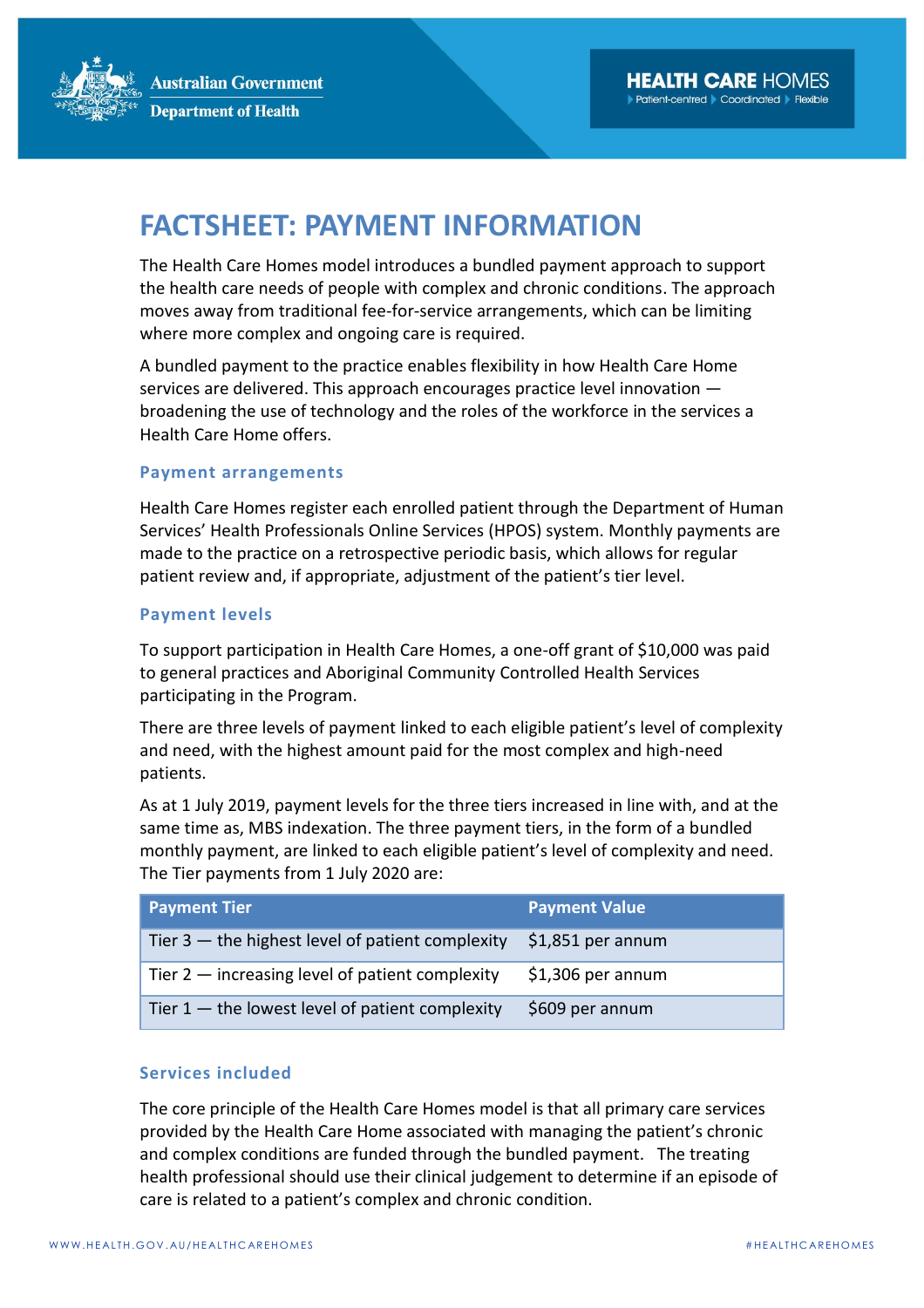# FACTSHEET: PAYMENT INFORMATION

The Health Care Homes model introduces a bundled payment approach to support the health care needs of people with complex and chronic conditions. The approach moves away from traditional fee-for-service arrangements, which can be limiting where more complex and ongoing care is required.

A bundled payment to the practice enables flexibility in how Health Care Home services are delivered. This approach encourages practice level innovation — broadening the use of technology and the roles of the workforce in the services a Health Care Home offers.

### Payment arrangements

Health Care Homes register each enrolled patient through the Department of Human Services' Health Professionals Online Services (HPOS) system. Monthly payments are made to the practice on a retrospective periodic basis, which allows for regular patient review and, if appropriate, adjustment of the patient's tier level.

### Payment levels

To support participation in Health Care Homes, a one-off grant of $10,000 was paid to general practices and Aboriginal Community Controlled Health Services participating in the Program.

There are three levels of payment linked to each eligible patient's level of complexity and need, with the highest amount paid for the most complex and high-need patients.

As at 1 July 2019, payment levels for the three tiers increased in line with, and at the same time as, MBS indexation. The three payment tiers, in the form of a bundled monthly payment, are linked to each eligible patient's level of complexity and need. The Tier payments from 1 July 2020 are:

| Payment Tier | Payment Value |
|---|---|
| Tier 3 — the highest level of patient complexity | $1,851 per annum |
| Tier 2 — increasing level of patient complexity | $1,306 per annum |
| Tier 1 — the lowest level of patient complexity | $609 per annum |

### Services included

The core principle of the Health Care Homes model is that all primary care services provided by the Health Care Home associated with managing the patient's chronic and complex conditions are funded through the bundled payment. The treating health professional should use their clinical judgement to determine if an episode of care is related to a patient's complex and chronic condition.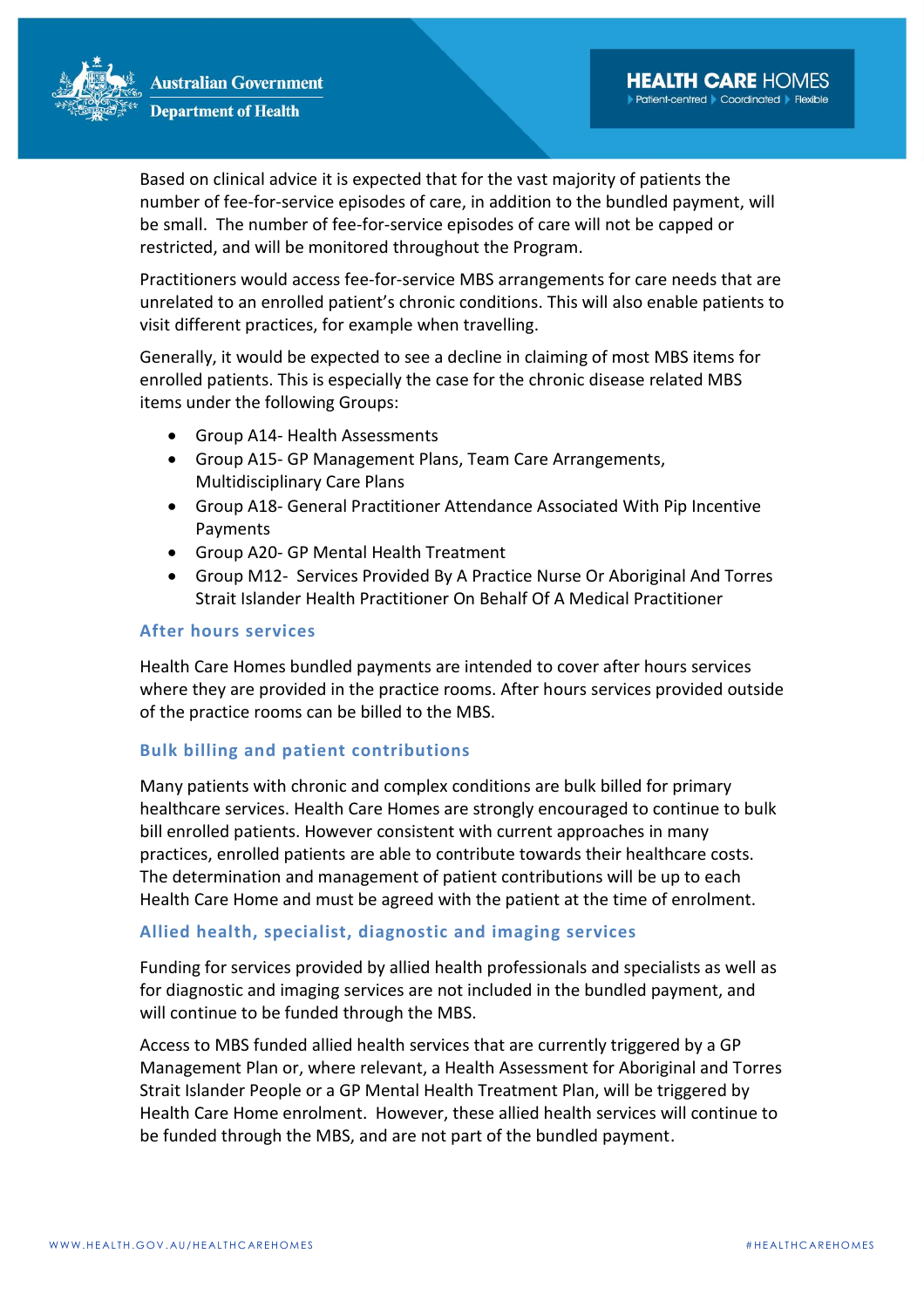Based on clinical advice it is expected that for the vast majority of patients the number of fee-for-service episodes of care, in addition to the bundled payment, will be small. The number of fee-for-service episodes of care will not be capped or restricted, and will be monitored throughout the Program.

Practitioners would access fee-for-service MBS arrangements for care needs that are unrelated to an enrolled patient's chronic conditions. This will also enable patients to visit different practices, for example when travelling.

Generally, it would be expected to see a decline in claiming of most MBS items for enrolled patients. This is especially the case for the chronic disease related MBS items under the following Groups:

- Group A14- Health Assessments
- Group A15- GP Management Plans, Team Care Arrangements, Multidisciplinary Care Plans
- Group A18- General Practitioner Attendance Associated With Pip Incentive Payments
- Group A20- GP Mental Health Treatment
- Group M12- Services Provided By A Practice Nurse Or Aboriginal And Torres Strait Islander Health Practitioner On Behalf Of A Medical Practitioner

### After hours services

Health Care Homes bundled payments are intended to cover after hours services where they are provided in the practice rooms. After hours services provided outside of the practice rooms can be billed to the MBS.

### Bulk billing and patient contributions

Many patients with chronic and complex conditions are bulk billed for primary healthcare services. Health Care Homes are strongly encouraged to continue to bulk bill enrolled patients. However consistent with current approaches in many practices, enrolled patients are able to contribute towards their healthcare costs. The determination and management of patient contributions will be up to each Health Care Home and must be agreed with the patient at the time of enrolment.

### Allied health, specialist, diagnostic and imaging services

Funding for services provided by allied health professionals and specialists as well as for diagnostic and imaging services are not included in the bundled payment, and will continue to be funded through the MBS.

Access to MBS funded allied health services that are currently triggered by a GP Management Plan or, where relevant, a Health Assessment for Aboriginal and Torres Strait Islander People or a GP Mental Health Treatment Plan, will be triggered by Health Care Home enrolment. However, these allied health services will continue to be funded through the MBS, and are not part of the bundled payment.